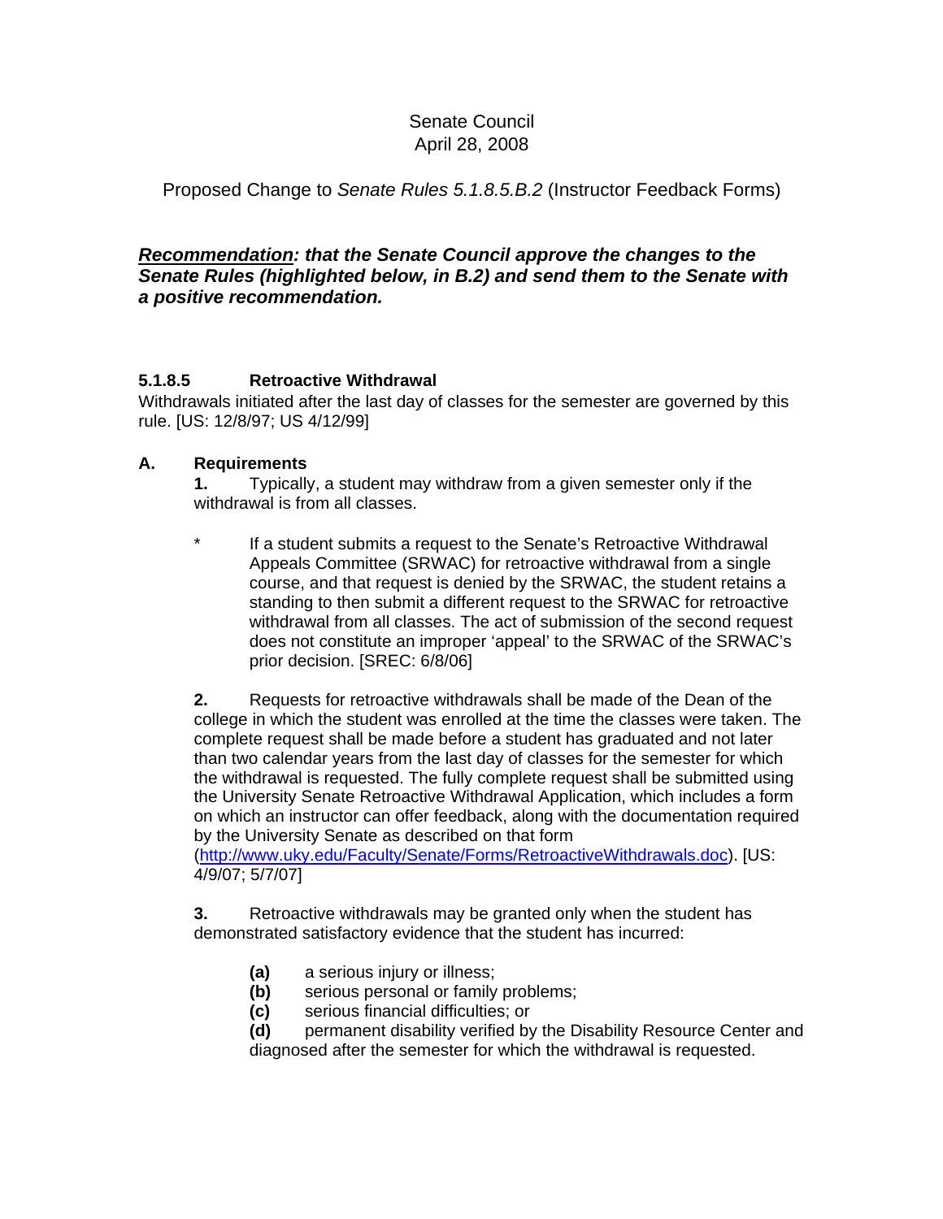Senate Council
April 28, 2008

Proposed Change to *Senate Rules 5.1.8.5.B.2* (Instructor Feedback Forms)

***Recommendation*: *that the Senate Council approve the changes to the Senate Rules (highlighted below, in B.2) and send them to the Senate with a positive recommendation.***

**5.1.8.5 Retroactive Withdrawal**

Withdrawals initiated after the last day of classes for the semester are governed by this rule. [US: 12/8/97; US 4/12/99]

**A. Requirements**

**1.** Typically, a student may withdraw from a given semester only if the withdrawal is from all classes.

\* If a student submits a request to the Senate's Retroactive Withdrawal Appeals Committee (SRWAC) for retroactive withdrawal from a single course, and that request is denied by the SRWAC, the student retains a standing to then submit a different request to the SRWAC for retroactive withdrawal from all classes. The act of submission of the second request does not constitute an improper 'appeal' to the SRWAC of the SRWAC's prior decision. [SREC: 6/8/06]

**2.** Requests for retroactive withdrawals shall be made of the Dean of the college in which the student was enrolled at the time the classes were taken. The complete request shall be made before a student has graduated and not later than two calendar years from the last day of classes for the semester for which the withdrawal is requested. The fully complete request shall be submitted using the University Senate Retroactive Withdrawal Application, which includes a form on which an instructor can offer feedback, along with the documentation required by the University Senate as described on that form (http://www.uky.edu/Faculty/Senate/Forms/RetroactiveWithdrawals.doc). [US: 4/9/07; 5/7/07]

**3.** Retroactive withdrawals may be granted only when the student has demonstrated satisfactory evidence that the student has incurred:

- **(a)** a serious injury or illness;
- **(b)** serious personal or family problems;
- **(c)** serious financial difficulties; or
- **(d)** permanent disability verified by the Disability Resource Center and diagnosed after the semester for which the withdrawal is requested.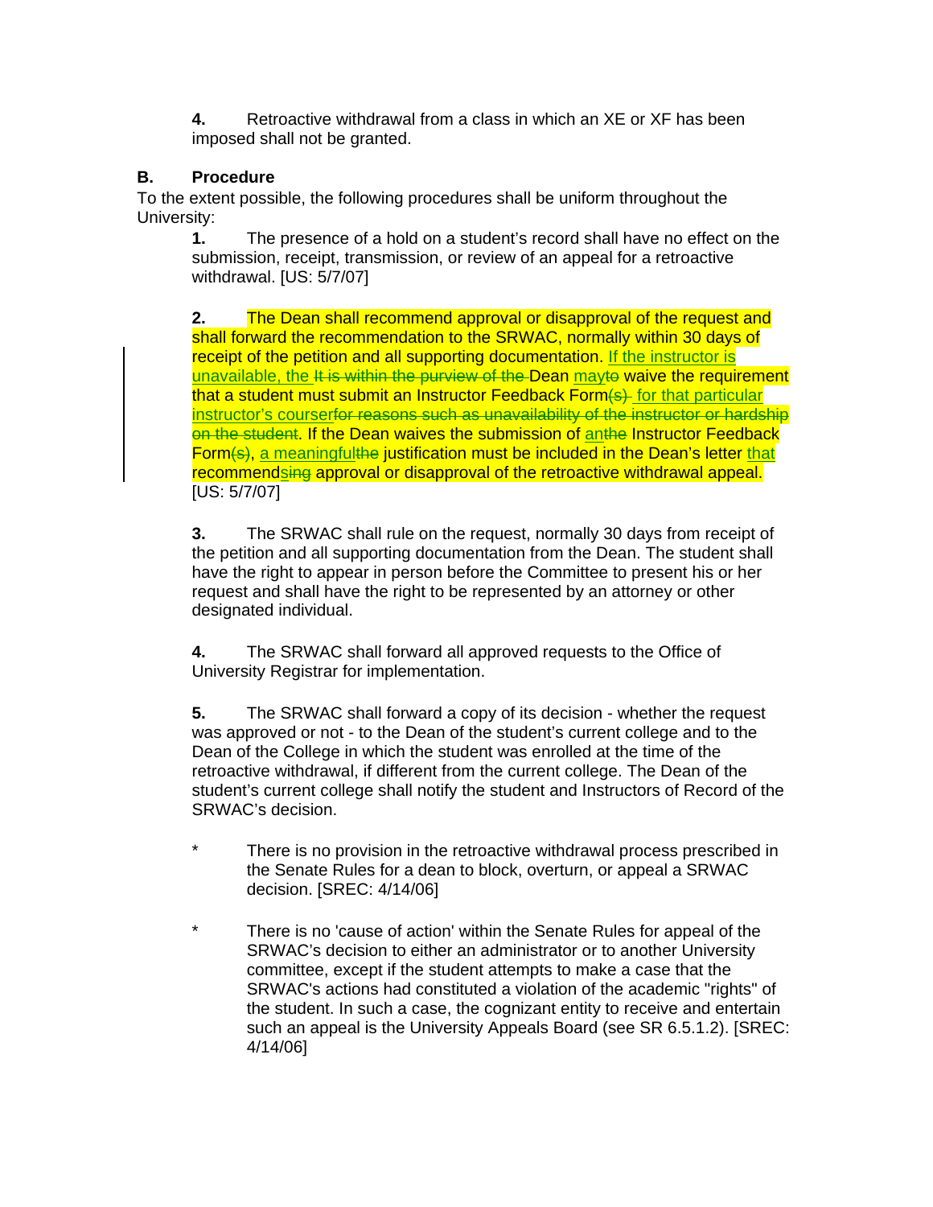**4.** Retroactive withdrawal from a class in which an XE or XF has been imposed shall not be granted.

**B. Procedure**

To the extent possible, the following procedures shall be uniform throughout the University:

**1.** The presence of a hold on a student's record shall have no effect on the submission, receipt, transmission, or review of an appeal for a retroactive withdrawal. [US: 5/7/07]

**2.** The Dean shall recommend approval or disapproval of the request and shall forward the recommendation to the SRWAC, normally within 30 days of receipt of the petition and all supporting documentation. If the instructor is unavailable, the ~~It is within the purview of the~~ Dean may~~to~~ waive the requirement that a student must submit an Instructor Feedback Form~~(s)~~ for that particular instructor's courser~~for reasons such as unavailability of the instructor or hardship on the student~~. If the Dean waives the submission of an~~the~~ Instructor Feedback Form~~(s)~~, a meaningful~~the~~ justification must be included in the Dean's letter that recommends~~ing~~ approval or disapproval of the retroactive withdrawal appeal. [US: 5/7/07]

**3.** The SRWAC shall rule on the request, normally 30 days from receipt of the petition and all supporting documentation from the Dean. The student shall have the right to appear in person before the Committee to present his or her request and shall have the right to be represented by an attorney or other designated individual.

**4.** The SRWAC shall forward all approved requests to the Office of University Registrar for implementation.

**5.** The SRWAC shall forward a copy of its decision - whether the request was approved or not - to the Dean of the student's current college and to the Dean of the College in which the student was enrolled at the time of the retroactive withdrawal, if different from the current college. The Dean of the student's current college shall notify the student and Instructors of Record of the SRWAC's decision.

\* There is no provision in the retroactive withdrawal process prescribed in the Senate Rules for a dean to block, overturn, or appeal a SRWAC decision. [SREC: 4/14/06]

\* There is no 'cause of action' within the Senate Rules for appeal of the SRWAC's decision to either an administrator or to another University committee, except if the student attempts to make a case that the SRWAC's actions had constituted a violation of the academic "rights" of the student. In such a case, the cognizant entity to receive and entertain such an appeal is the University Appeals Board (see SR 6.5.1.2). [SREC: 4/14/06]